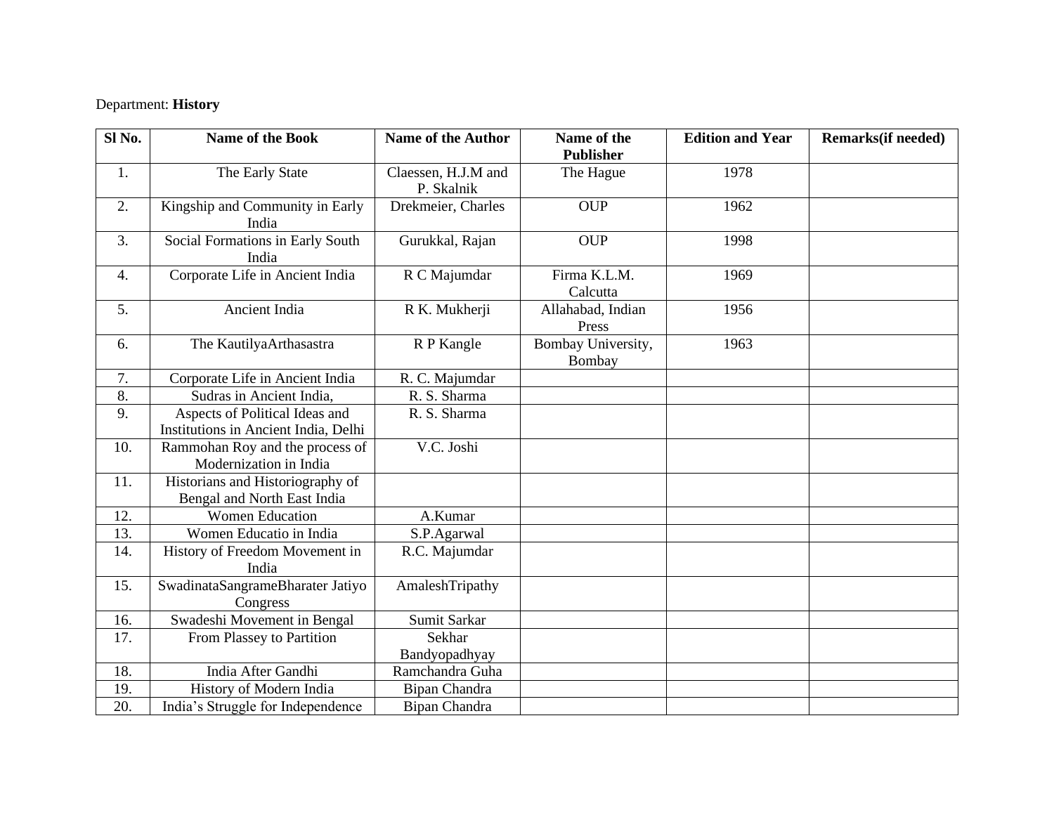Department: **History**

| Sl No. | Name of the Book | Name of the Author | Name of the Publisher | Edition and Year | Remarks(if needed) |
|---|---|---|---|---|---|
| 1. | The Early State | Claessen, H.J.M and P. Skalnik | The Hague | 1978 | |
| 2. | Kingship and Community in Early India | Drekmeier, Charles | OUP | 1962 | |
| 3. | Social Formations in Early South India | Gurukkal, Rajan | OUP | 1998 | |
| 4. | Corporate Life in Ancient India | R C Majumdar | Firma K.L.M. Calcutta | 1969 | |
| 5. | Ancient India | R K. Mukherji | Allahabad, Indian Press | 1956 | |
| 6. | The KautilyaArthasastra | R P Kangle | Bombay University, Bombay | 1963 | |
| 7. | Corporate Life in Ancient India | R. C. Majumdar | | | |
| 8. | Sudras in Ancient India, | R. S. Sharma | | | |
| 9. | Aspects of Political Ideas and Institutions in Ancient India, Delhi | R. S. Sharma | | | |
| 10. | Rammohan Roy and the process of Modernization in India | V.C. Joshi | | | |
| 11. | Historians and Historiography of Bengal and North East India | | | | |
| 12. | Women Education | A.Kumar | | | |
| 13. | Women Educatio in India | S.P.Agarwal | | | |
| 14. | History of Freedom Movement in India | R.C. Majumdar | | | |
| 15. | SwadinataSangrameBharater Jatiyo Congress | AmaleshTripathy | | | |
| 16. | Swadeshi Movement in Bengal | Sumit Sarkar | | | |
| 17. | From Plassey to Partition | Sekhar Bandyopadhyay | | | |
| 18. | India After Gandhi | Ramchandra Guha | | | |
| 19. | History of Modern India | Bipan Chandra | | | |
| 20. | India's Struggle for Independence | Bipan Chandra | | | |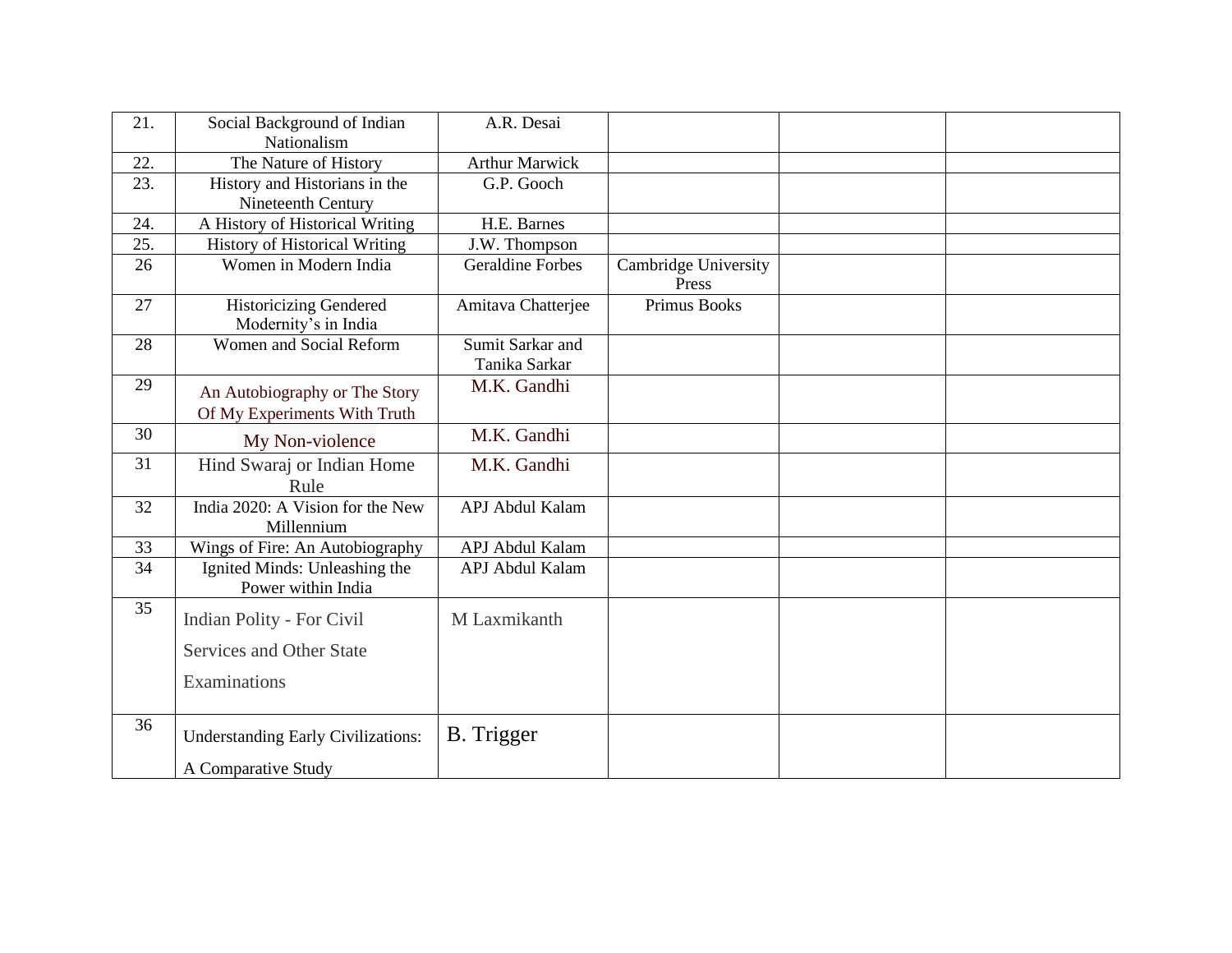| 21. | Social Background of Indian Nationalism | A.R. Desai | | | |
|---|---|---|---|---|---|
| 22. | The Nature of History | Arthur Marwick | | | |
| 23. | History and Historians in the Nineteenth Century | G.P. Gooch | | | |
| 24. | A History of Historical Writing | H.E. Barnes | | | |
| 25. | History of Historical Writing | J.W. Thompson | | | |
| 26 | Women in Modern India | Geraldine Forbes | Cambridge University Press | | |
| 27 | Historicizing Gendered Modernity's in India | Amitava Chatterjee | Primus Books | | |
| 28 | Women and Social Reform | Sumit Sarkar and Tanika Sarkar | | | |
| 29 | An Autobiography or The Story Of My Experiments With Truth | M.K. Gandhi | | | |
| 30 | My Non-violence | M.K. Gandhi | | | |
| 31 | Hind Swaraj or Indian Home Rule | M.K. Gandhi | | | |
| 32 | India 2020: A Vision for the New Millennium | APJ Abdul Kalam | | | |
| 33 | Wings of Fire: An Autobiography | APJ Abdul Kalam | | | |
| 34 | Ignited Minds: Unleashing the Power within India | APJ Abdul Kalam | | | |
| 35 | Indian Polity - For Civil Services and Other State Examinations | M Laxmikanth | | | |
| 36 | Understanding Early Civilizations: A Comparative Study | B. Trigger | | | |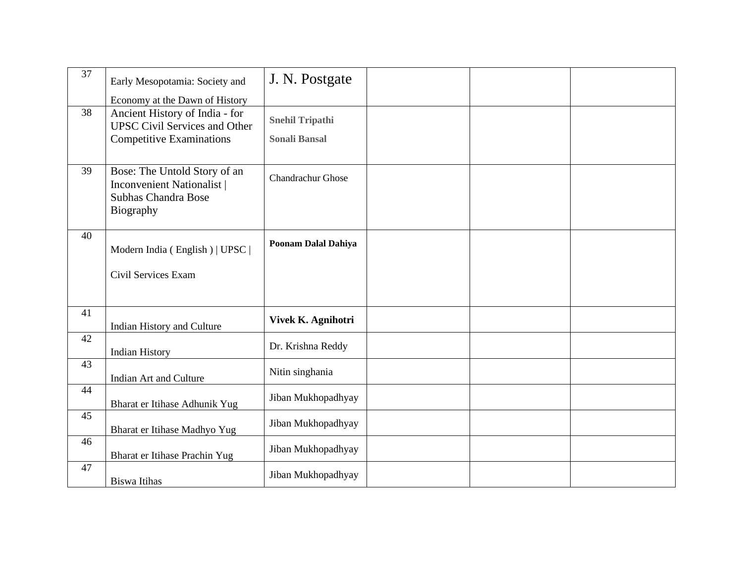| 37 | Early Mesopotamia: Society and Economy at the Dawn of History | J. N. Postgate | | | |
|---|---|---|---|---|---|
| 38 | Ancient History of India - for UPSC Civil Services and Other Competitive Examinations | **Snehil Tripathi** **Sonali Bansal** | | | |
| 39 | Bose: The Untold Story of an Inconvenient Nationalist \| Subhas Chandra Bose Biography | Chandrachur Ghose | | | |
| 40 | Modern India ( English ) \| UPSC \| Civil Services Exam | **Poonam Dalal Dahiya** | | | |
| 41 | Indian History and Culture | **Vivek K. Agnihotri** | | | |
| 42 | Indian History | Dr. Krishna Reddy | | | |
| 43 | Indian Art and Culture | Nitin singhania | | | |
| 44 | Bharat er Itihase Adhunik Yug | Jiban Mukhopadhyay | | | |
| 45 | Bharat er Itihase Madhyo Yug | Jiban Mukhopadhyay | | | |
| 46 | Bharat er Itihase Prachin Yug | Jiban Mukhopadhyay | | | |
| 47 | Biswa Itihas | Jiban Mukhopadhyay | | | |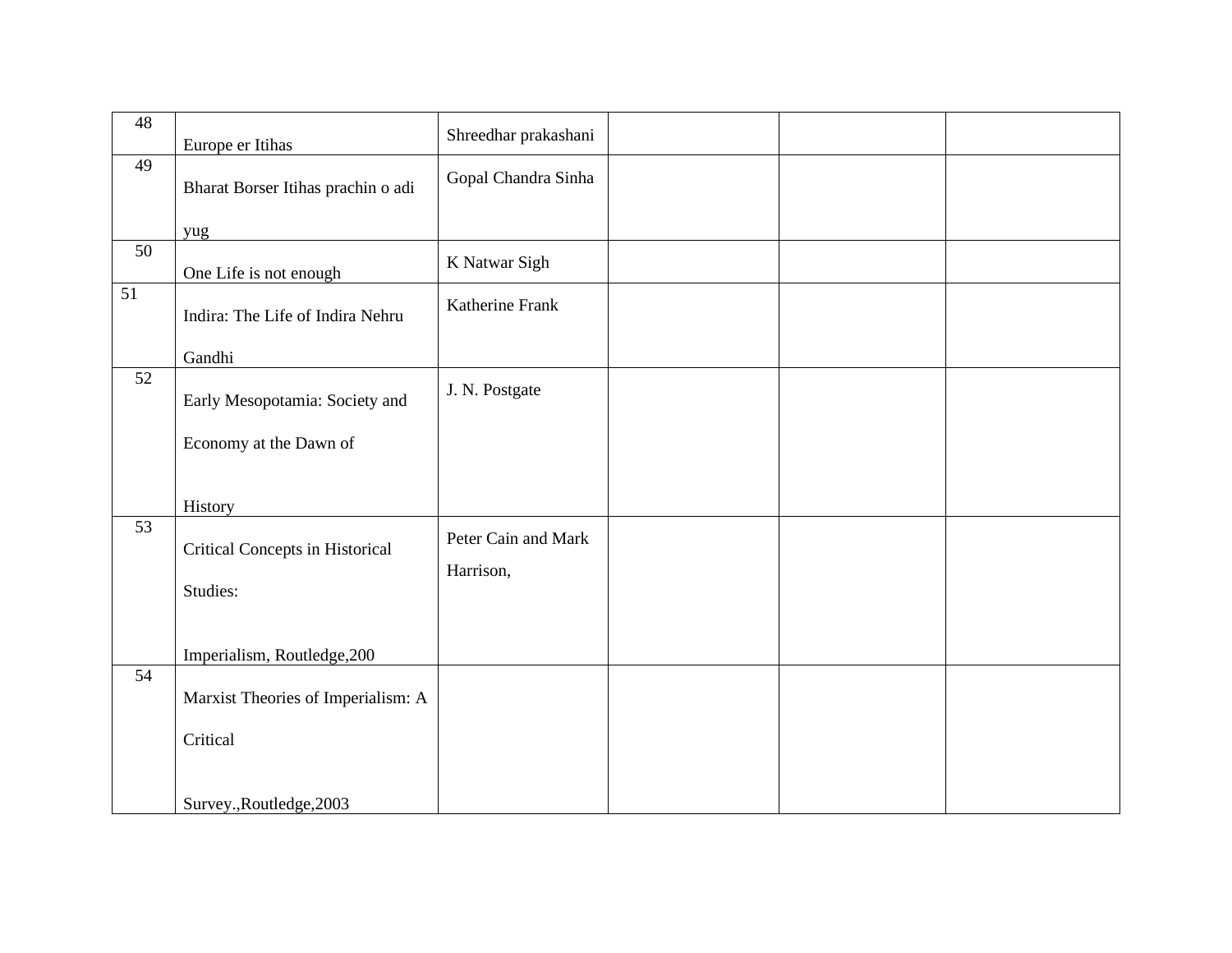| 48 | Europe er Itihas | Shreedhar prakashani | | | |
|---|---|---|---|---|---|
| 49 | Bharat Borser Itihas prachin o adi yug | Gopal Chandra Sinha | | | |
| 50 | One Life is not enough | K Natwar Sigh | | | |
| 51 | Indira: The Life of Indira Nehru Gandhi | Katherine Frank | | | |
| 52 | Early Mesopotamia: Society and Economy at the Dawn of History | J. N. Postgate | | | |
| 53 | Critical Concepts in Historical Studies: Imperialism, Routledge,200 | Peter Cain and Mark Harrison, | | | |
| 54 | Marxist Theories of Imperialism: A Critical Survey.,Routledge,2003 | | | | |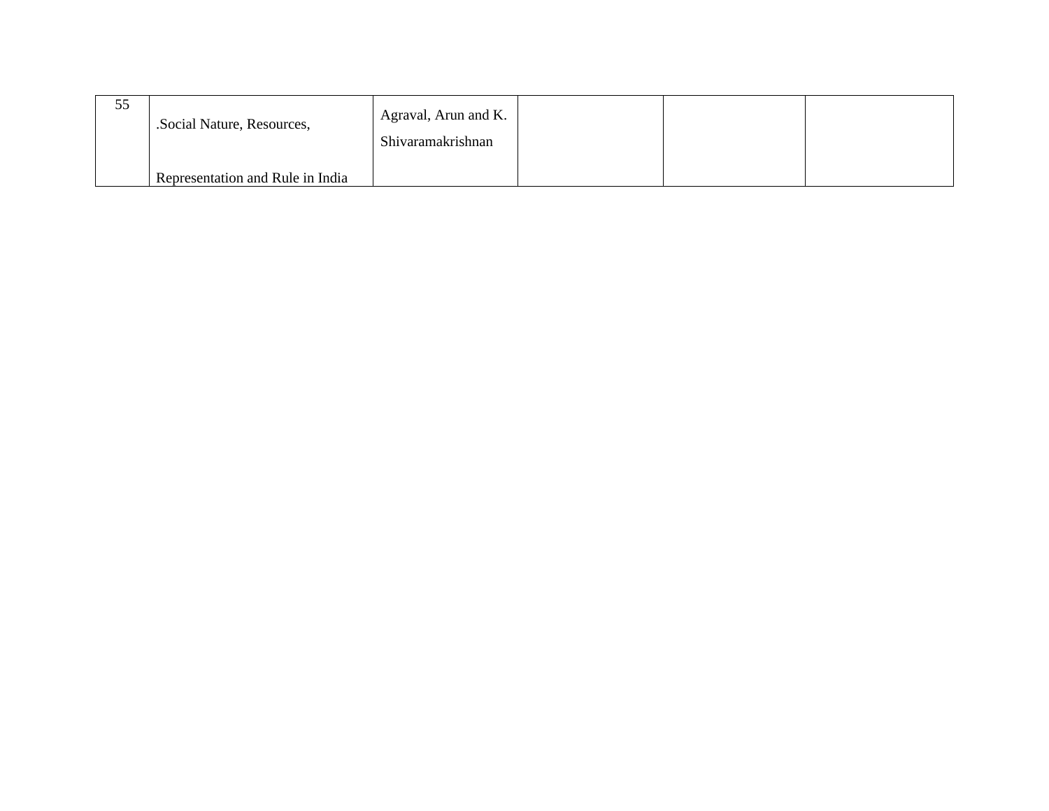| | | | | | |
|---|---|---|---|---|---|
| 55 | .Social Nature, Resources, Representation and Rule in India | Agraval, Arun and K. Shivaramakrishnan | | | |